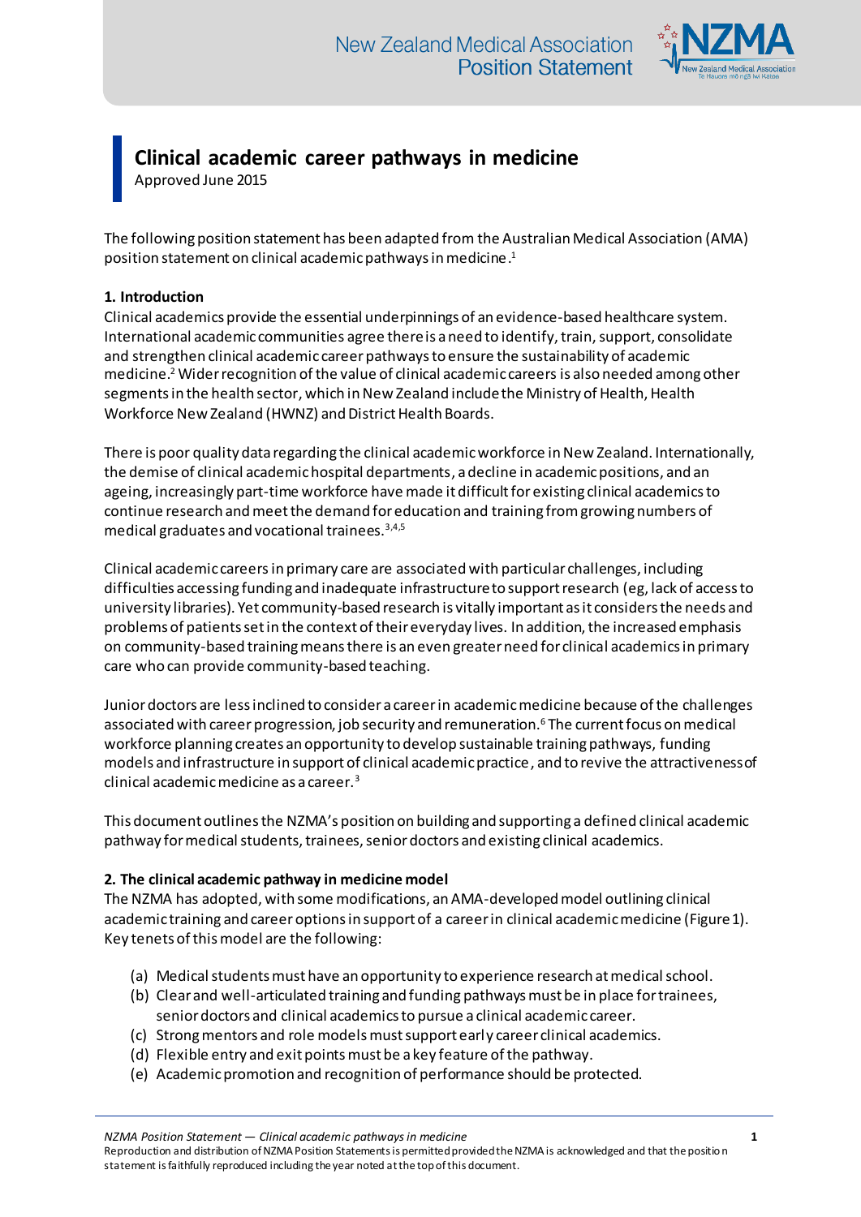# Clinical academic career pathways in medicine

Approved June 2015

The following position statement has been adapted from the Australian Medical Association (AMA) position statement on clinical academic pathways in medicine.[1]

## 1. Introduction

Clinical academics provide the essential underpinnings of an evidence-based healthcare system. International academic communities agree there is a need to identify, train, support, consolidate and strengthen clinical academic career pathways to ensure the sustainability of academic medicine.[2] Wider recognition of the value of clinical academic careers is also needed among other segments in the health sector, which in New Zealand include the Ministry of Health, Health Workforce New Zealand (HWNZ) and District Health Boards.

There is poor quality data regarding the clinical academic workforce in New Zealand. Internationally, the demise of clinical academic hospital departments, a decline in academic positions, and an ageing, increasingly part-time workforce have made it difficult for existing clinical academics to continue research and meet the demand for education and training from growing numbers of medical graduates and vocational trainees.[3,4,5]

Clinical academic careers in primary care are associated with particular challenges, including difficulties accessing funding and inadequate infrastructure to support research (eg, lack of access to university libraries). Yet community-based research is vitally important as it considers the needs and problems of patients set in the context of their everyday lives. In addition, the increased emphasis on community-based training means there is an even greater need for clinical academics in primary care who can provide community-based teaching.

Junior doctors are less inclined to consider a career in academic medicine because of the challenges associated with career progression, job security and remuneration.[6] The current focus on medical workforce planning creates an opportunity to develop sustainable training pathways, funding models and infrastructure in support of clinical academic practice, and to revive the attractiveness of clinical academic medicine as a career.[3]

This document outlines the NZMA's position on building and supporting a defined clinical academic pathway for medical students, trainees, senior doctors and existing clinical academics.

## 2. The clinical academic pathway in medicine model

The NZMA has adopted, with some modifications, an AMA-developed model outlining clinical academic training and career options in support of a career in clinical academic medicine (Figure 1). Key tenets of this model are the following:

(a) Medical students must have an opportunity to experience research at medical school.
(b) Clear and well-articulated training and funding pathways must be in place for trainees, senior doctors and clinical academics to pursue a clinical academic career.
(c) Strong mentors and role models must support early career clinical academics.
(d) Flexible entry and exit points must be a key feature of the pathway.
(e) Academic promotion and recognition of performance should be protected.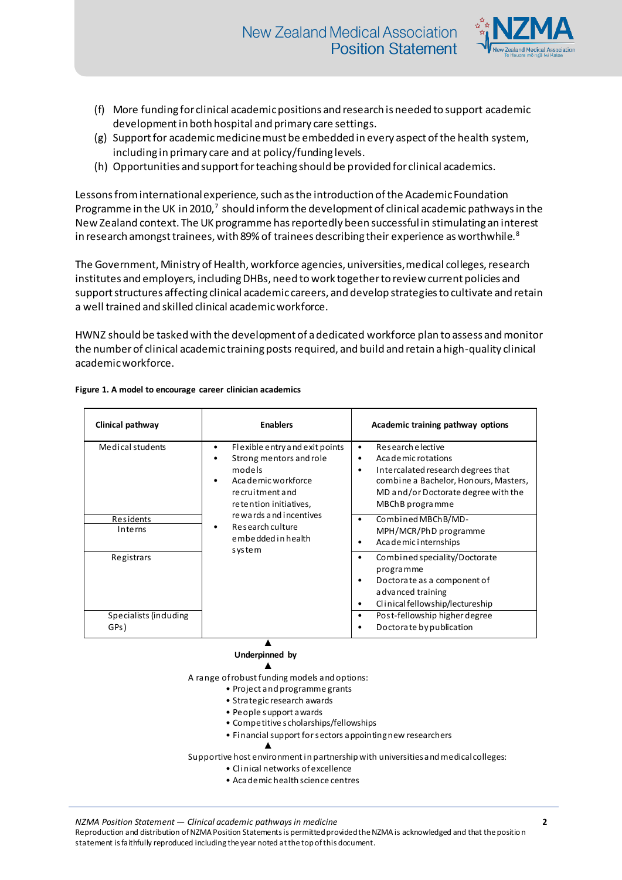(f) More funding for clinical academic positions and research is needed to support academic development in both hospital and primary care settings.
(g) Support for academic medicine must be embedded in every aspect of the health system, including in primary care and at policy/funding levels.
(h) Opportunities and support for teaching should be provided for clinical academics.

Lessons from international experience, such as the introduction of the Academic Foundation Programme in the UK in 2010,[7] should inform the development of clinical academic pathways in the New Zealand context. The UK programme has reportedly been successful in stimulating an interest in research amongst trainees, with 89% of trainees describing their experience as worthwhile.[8]

The Government, Ministry of Health, workforce agencies, universities, medical colleges, research institutes and employers, including DHBs, need to work together to review current policies and support structures affecting clinical academic careers, and develop strategies to cultivate and retain a well trained and skilled clinical academic workforce.

HWNZ should be tasked with the development of a dedicated workforce plan to assess and monitor the number of clinical academic training posts required, and build and retain a high-quality clinical academic workforce.

**Figure 1. A model to encourage career clinician academics**

| Clinical pathway | Enablers | Academic training pathway options |
|---|---|---|
| Medical students | • Flexible entry and exit points<br>• Strong mentors and role models<br>• Academic workforce recruitment and retention initiatives, rewards and incentives<br>• Research culture embedded in health system | • Research elective<br>• Academic rotations<br>• Intercalated research degrees that combine a Bachelor, Honours, Masters, MD and/or Doctorate degree with the MBChB programme |
| Residents<br>Interns | | • Combined MBChB/MD-MPH/MCR/PhD programme<br>• Academic internships |
| Registrars | | • Combined speciality/Doctorate programme<br>• Doctorate as a component of advanced training<br>• Clinical fellowship/lectureship |
| Specialists (including GPs) | | • Post-fellowship higher degree<br>• Doctorate by publication |

▲

**Underpinned by**

▲

A range of robust funding models and options:

- Project and programme grants
- Strategic research awards
- People support awards
- Competitive scholarships/fellowships
- Financial support for sectors appointing new researchers

▲

Supportive host environment in partnership with universities and medical colleges:

- Clinical networks of excellence
- Academic health science centres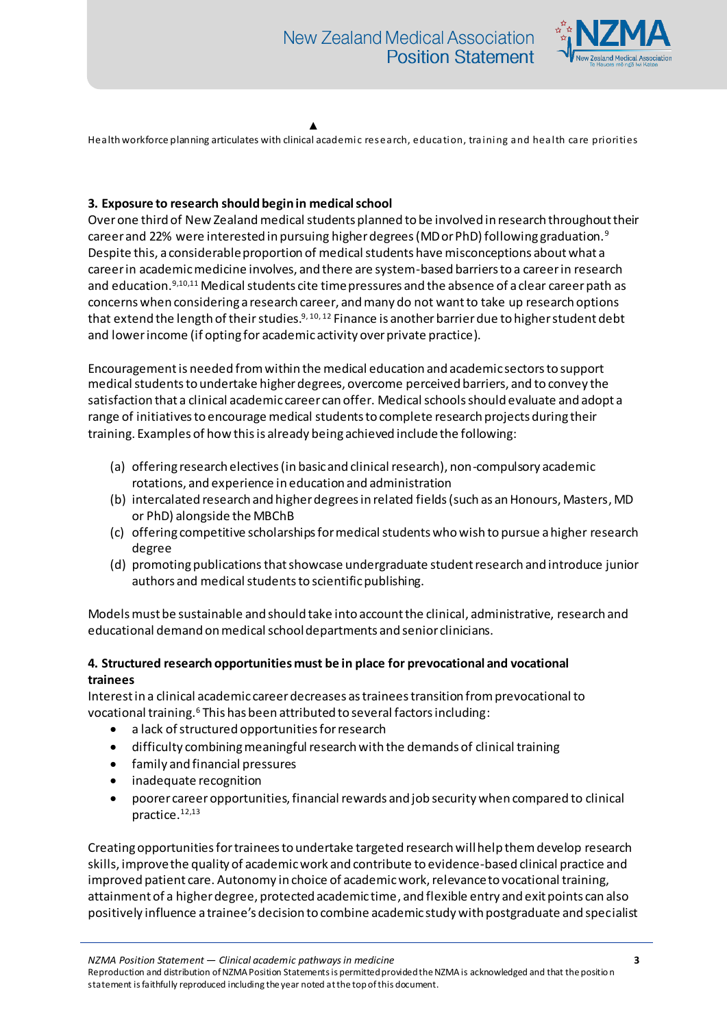▲

Health workforce planning articulates with clinical academic research, education, training and health care priorities

### 3. Exposure to research should begin in medical school

Over one third of New Zealand medical students planned to be involved in research throughout their career and 22% were interested in pursuing higher degrees (MD or PhD) following graduation.[9] Despite this, a considerable proportion of medical students have misconceptions about what a career in academic medicine involves, and there are system-based barriers to a career in research and education.[9,10,11] Medical students cite time pressures and the absence of a clear career path as concerns when considering a research career, and many do not want to take up research options that extend the length of their studies.[9, 10, 12] Finance is another barrier due to higher student debt and lower income (if opting for academic activity over private practice).

Encouragement is needed from within the medical education and academic sectors to support medical students to undertake higher degrees, overcome perceived barriers, and to convey the satisfaction that a clinical academic career can offer. Medical schools should evaluate and adopt a range of initiatives to encourage medical students to complete research projects during their training. Examples of how this is already being achieved include the following:

(a) offering research electives (in basic and clinical research), non-compulsory academic rotations, and experience in education and administration
(b) intercalated research and higher degrees in related fields (such as an Honours, Masters, MD or PhD) alongside the MBChB
(c) offering competitive scholarships for medical students who wish to pursue a higher research degree
(d) promoting publications that showcase undergraduate student research and introduce junior authors and medical students to scientific publishing.

Models must be sustainable and should take into account the clinical, administrative, research and educational demand on medical school departments and senior clinicians.

### 4. Structured research opportunities must be in place for prevocational and vocational trainees

Interest in a clinical academic career decreases as trainees transition from prevocational to vocational training.[6] This has been attributed to several factors including:

- a lack of structured opportunities for research
- difficulty combining meaningful research with the demands of clinical training
- family and financial pressures
- inadequate recognition
- poorer career opportunities, financial rewards and job security when compared to clinical practice.[12,13]

Creating opportunities for trainees to undertake targeted research will help them develop research skills, improve the quality of academic work and contribute to evidence-based clinical practice and improved patient care. Autonomy in choice of academic work, relevance to vocational training, attainment of a higher degree, protected academic time, and flexible entry and exit points can also positively influence a trainee's decision to combine academic study with postgraduate and specialist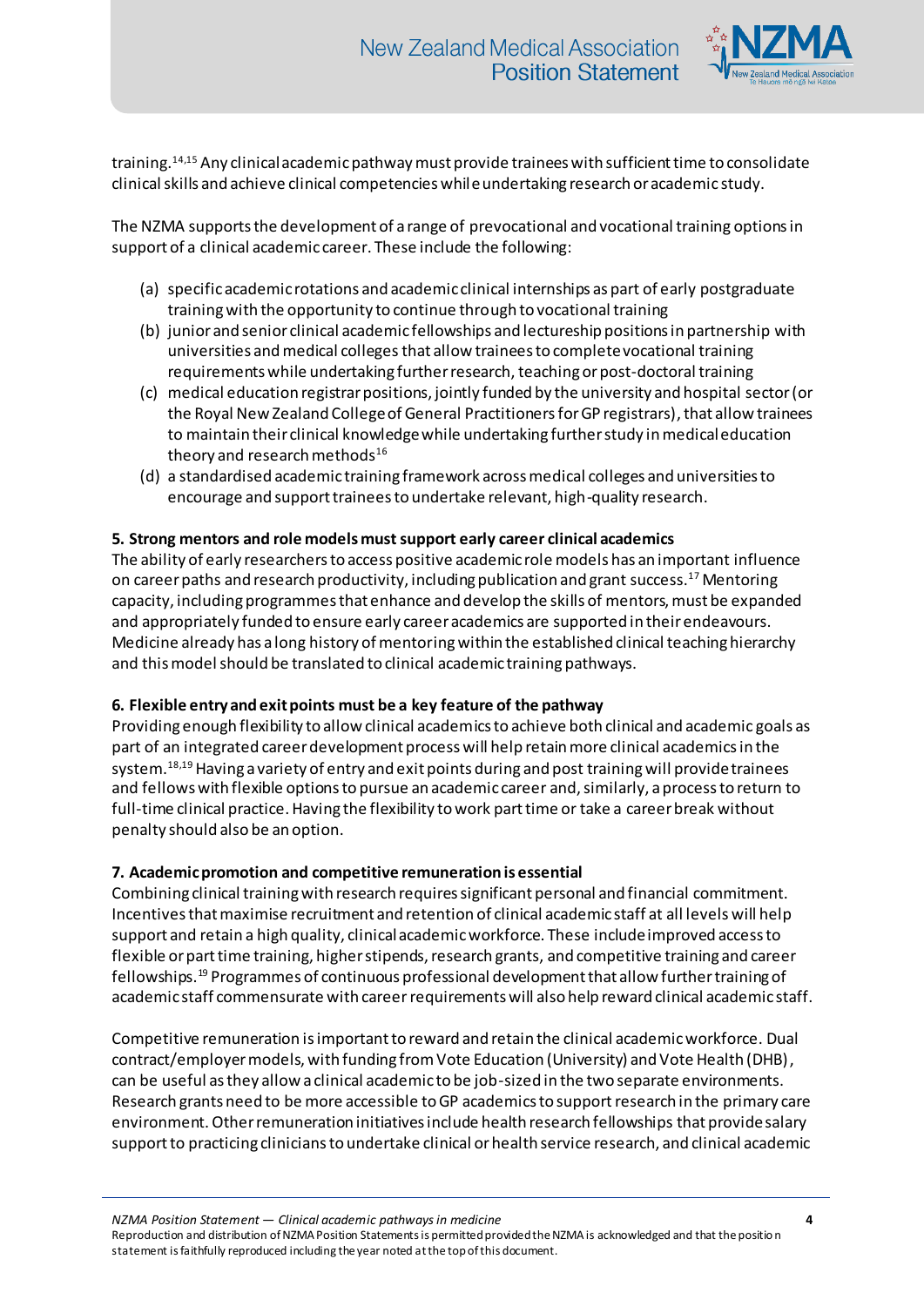training.[14,15] Any clinical academic pathway must provide trainees with sufficient time to consolidate clinical skills and achieve clinical competencies while undertaking research or academic study.

The NZMA supports the development of a range of prevocational and vocational training options in support of a clinical academic career. These include the following:

(a) specific academic rotations and academic clinical internships as part of early postgraduate training with the opportunity to continue through to vocational training
(b) junior and senior clinical academic fellowships and lectureship positions in partnership with universities and medical colleges that allow trainees to complete vocational training requirements while undertaking further research, teaching or post-doctoral training
(c) medical education registrar positions, jointly funded by the university and hospital sector (or the Royal New Zealand College of General Practitioners for GP registrars), that allow trainees to maintain their clinical knowledge while undertaking further study in medical education theory and research methods[16]
(d) a standardised academic training framework across medical colleges and universities to encourage and support trainees to undertake relevant, high-quality research.

**5. Strong mentors and role models must support early career clinical academics**

The ability of early researchers to access positive academic role models has an important influence on career paths and research productivity, including publication and grant success.[17] Mentoring capacity, including programmes that enhance and develop the skills of mentors, must be expanded and appropriately funded to ensure early career academics are supported in their endeavours. Medicine already has a long history of mentoring within the established clinical teaching hierarchy and this model should be translated to clinical academic training pathways.

**6. Flexible entry and exit points must be a key feature of the pathway**

Providing enough flexibility to allow clinical academics to achieve both clinical and academic goals as part of an integrated career development process will help retain more clinical academics in the system.[18,19] Having a variety of entry and exit points during and post training will provide trainees and fellows with flexible options to pursue an academic career and, similarly, a process to return to full-time clinical practice. Having the flexibility to work part time or take a career break without penalty should also be an option.

**7. Academic promotion and competitive remuneration is essential**

Combining clinical training with research requires significant personal and financial commitment. Incentives that maximise recruitment and retention of clinical academic staff at all levels will help support and retain a high quality, clinical academic workforce. These include improved access to flexible or part time training, higher stipends, research grants, and competitive training and career fellowships.[19] Programmes of continuous professional development that allow further training of academic staff commensurate with career requirements will also help reward clinical academic staff.

Competitive remuneration is important to reward and retain the clinical academic workforce. Dual contract/employer models, with funding from Vote Education (University) and Vote Health (DHB), can be useful as they allow a clinical academic to be job-sized in the two separate environments. Research grants need to be more accessible to GP academics to support research in the primary care environment. Other remuneration initiatives include health research fellowships that provide salary support to practicing clinicians to undertake clinical or health service research, and clinical academic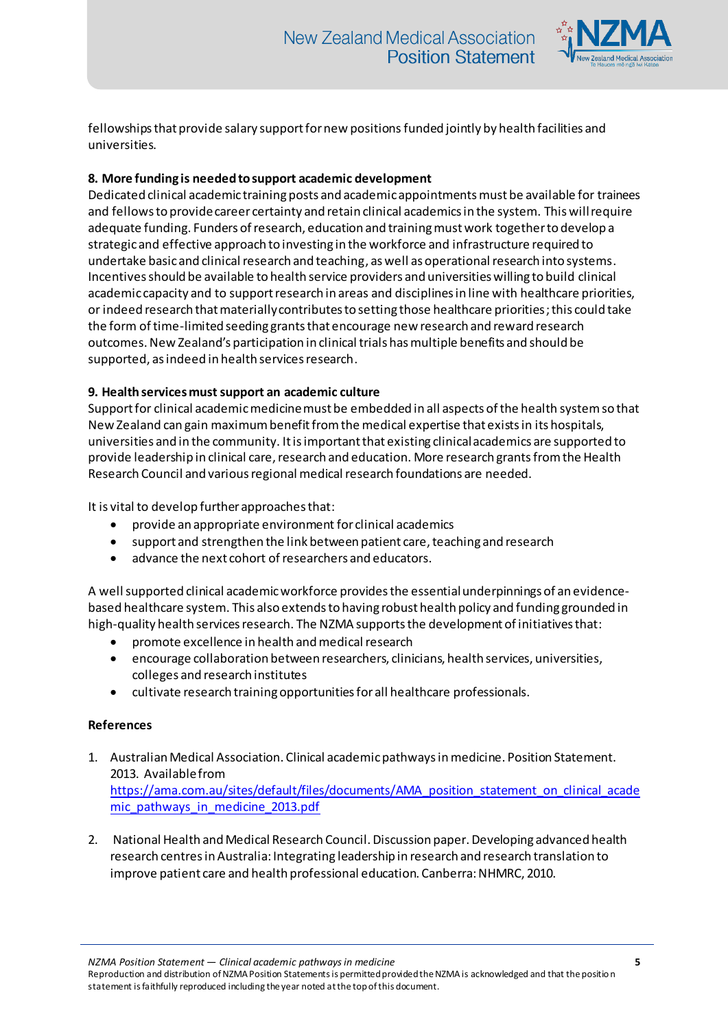fellowships that provide salary support for new positions funded jointly by health facilities and universities.

**8. More funding is needed to support academic development**

Dedicated clinical academic training posts and academic appointments must be available for trainees and fellows to provide career certainty and retain clinical academics in the system. This will require adequate funding. Funders of research, education and training must work together to develop a strategic and effective approach to investing in the workforce and infrastructure required to undertake basic and clinical research and teaching, as well as operational research into systems. Incentives should be available to health service providers and universities willing to build clinical academic capacity and to support research in areas and disciplines in line with healthcare priorities, or indeed research that materially contributes to setting those healthcare priorities; this could take the form of time-limited seeding grants that encourage new research and reward research outcomes. New Zealand's participation in clinical trials has multiple benefits and should be supported, as indeed in health services research.

**9. Health services must support an academic culture**

Support for clinical academic medicine must be embedded in all aspects of the health system so that New Zealand can gain maximum benefit from the medical expertise that exists in its hospitals, universities and in the community. It is important that existing clinical academics are supported to provide leadership in clinical care, research and education. More research grants from the Health Research Council and various regional medical research foundations are needed.

It is vital to develop further approaches that:

- provide an appropriate environment for clinical academics
- support and strengthen the link between patient care, teaching and research
- advance the next cohort of researchers and educators.

A well supported clinical academic workforce provides the essential underpinnings of an evidence-based healthcare system. This also extends to having robust health policy and funding grounded in high-quality health services research. The NZMA supports the development of initiatives that:

- promote excellence in health and medical research
- encourage collaboration between researchers, clinicians, health services, universities, colleges and research institutes
- cultivate research training opportunities for all healthcare professionals.

**References**

1. Australian Medical Association. Clinical academic pathways in medicine. Position Statement. 2013. Available from https://ama.com.au/sites/default/files/documents/AMA_position_statement_on_clinical_academic_pathways_in_medicine_2013.pdf

2. National Health and Medical Research Council. Discussion paper. Developing advanced health research centres in Australia: Integrating leadership in research and research translation to improve patient care and health professional education. Canberra: NHMRC, 2010.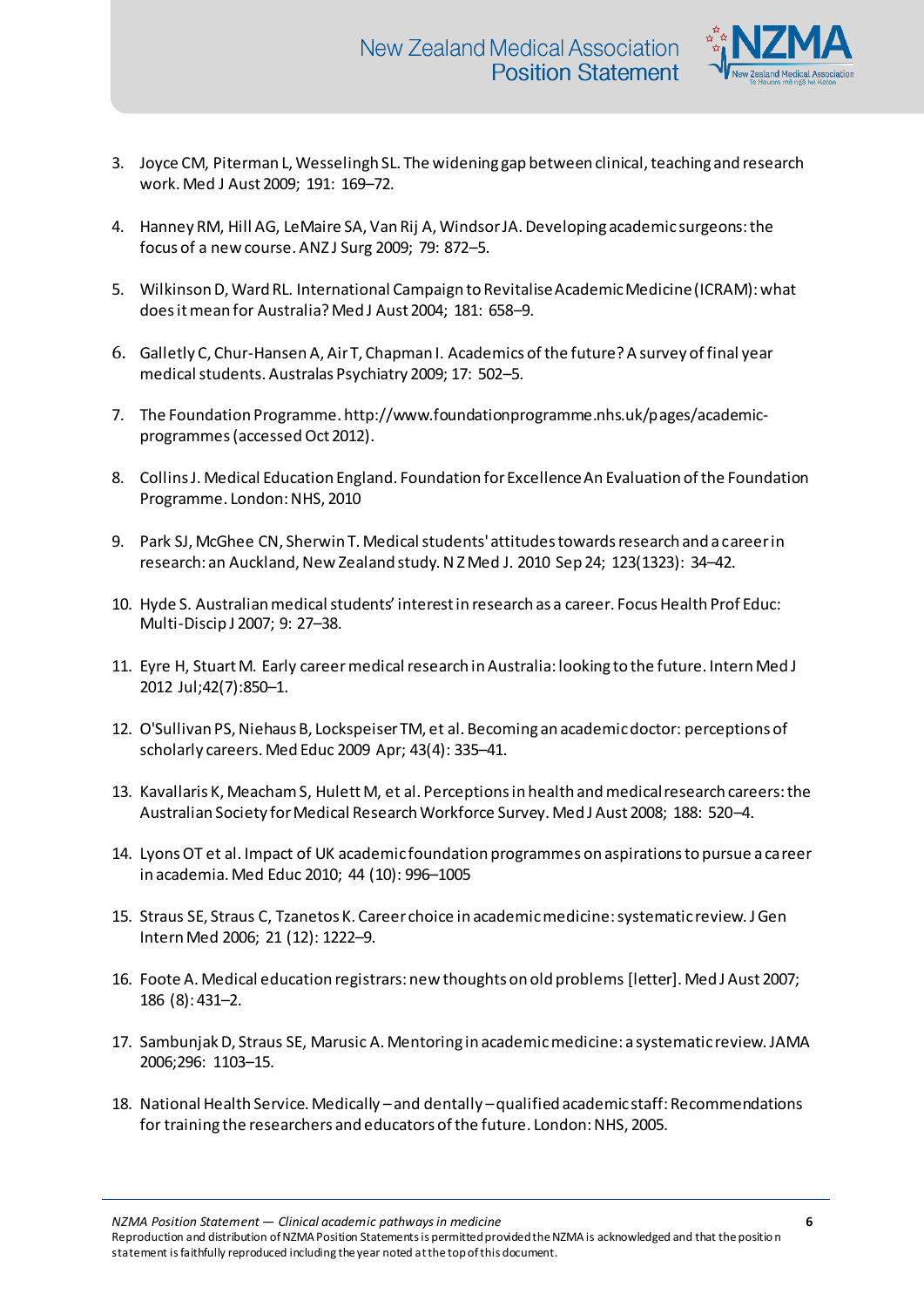3. Joyce CM, Piterman L, Wesselingh SL. The widening gap between clinical, teaching and research work. Med J Aust 2009; 191: 169–72.

4. Hanney RM, Hill AG, LeMaire SA, Van Rij A, Windsor JA. Developing academic surgeons: the focus of a new course. ANZ J Surg 2009; 79: 872–5.

5. Wilkinson D, Ward RL. International Campaign to Revitalise Academic Medicine (ICRAM): what does it mean for Australia? Med J Aust 2004; 181: 658–9.

6. Galletly C, Chur-Hansen A, Air T, Chapman I. Academics of the future? A survey of final year medical students. Australas Psychiatry 2009; 17: 502–5.

7. The Foundation Programme. http://www.foundationprogramme.nhs.uk/pages/academic-programmes (accessed Oct 2012).

8. Collins J. Medical Education England. Foundation for Excellence An Evaluation of the Foundation Programme. London: NHS, 2010

9. Park SJ, McGhee CN, Sherwin T. Medical students' attitudes towards research and a career in research: an Auckland, New Zealand study. N Z Med J. 2010 Sep 24; 123(1323): 34–42.

10. Hyde S. Australian medical students' interest in research as a career. Focus Health Prof Educ: Multi-Discip J 2007; 9: 27–38.

11. Eyre H, Stuart M. Early career medical research in Australia: looking to the future. Intern Med J 2012 Jul;42(7):850–1.

12. O'Sullivan PS, Niehaus B, Lockspeiser TM, et al. Becoming an academic doctor: perceptions of scholarly careers. Med Educ 2009 Apr; 43(4): 335–41.

13. Kavallaris K, Meacham S, Hulett M, et al. Perceptions in health and medical research careers: the Australian Society for Medical Research Workforce Survey. Med J Aust 2008; 188: 520–4.

14. Lyons OT et al. Impact of UK academic foundation programmes on aspirations to pursue a career in academia. Med Educ 2010; 44 (10): 996–1005

15. Straus SE, Straus C, Tzanetos K. Career choice in academic medicine: systematic review. J Gen Intern Med 2006; 21 (12): 1222–9.

16. Foote A. Medical education registrars: new thoughts on old problems [letter]. Med J Aust 2007; 186 (8): 431–2.

17. Sambunjak D, Straus SE, Marusic A. Mentoring in academic medicine: a systematic review. JAMA 2006;296: 1103–15.

18. National Health Service. Medically – and dentally – qualified academic staff: Recommendations for training the researchers and educators of the future. London: NHS, 2005.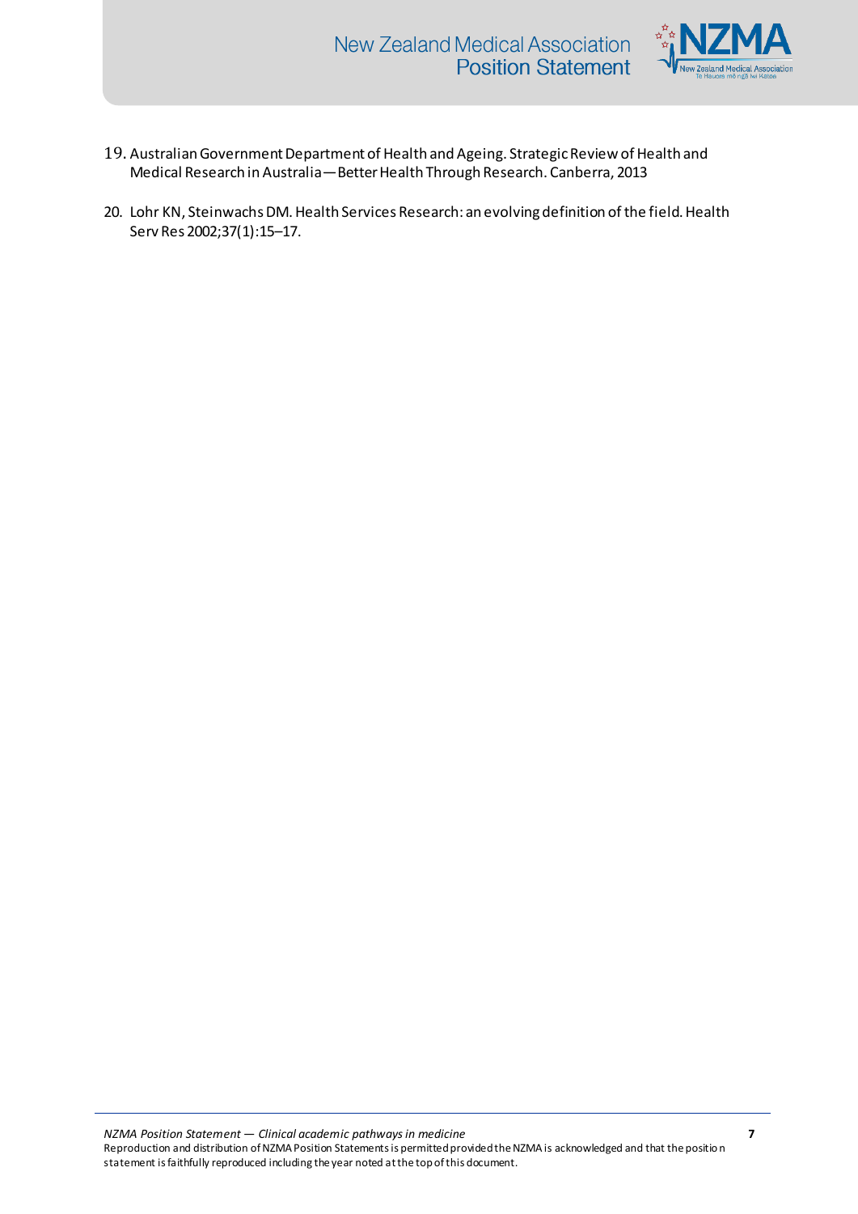19. Australian Government Department of Health and Ageing. Strategic Review of Health and Medical Research in Australia — Better Health Through Research. Canberra, 2013

20. Lohr KN, Steinwachs DM. Health Services Research: an evolving definition of the field. Health Serv Res 2002;37(1):15–17.